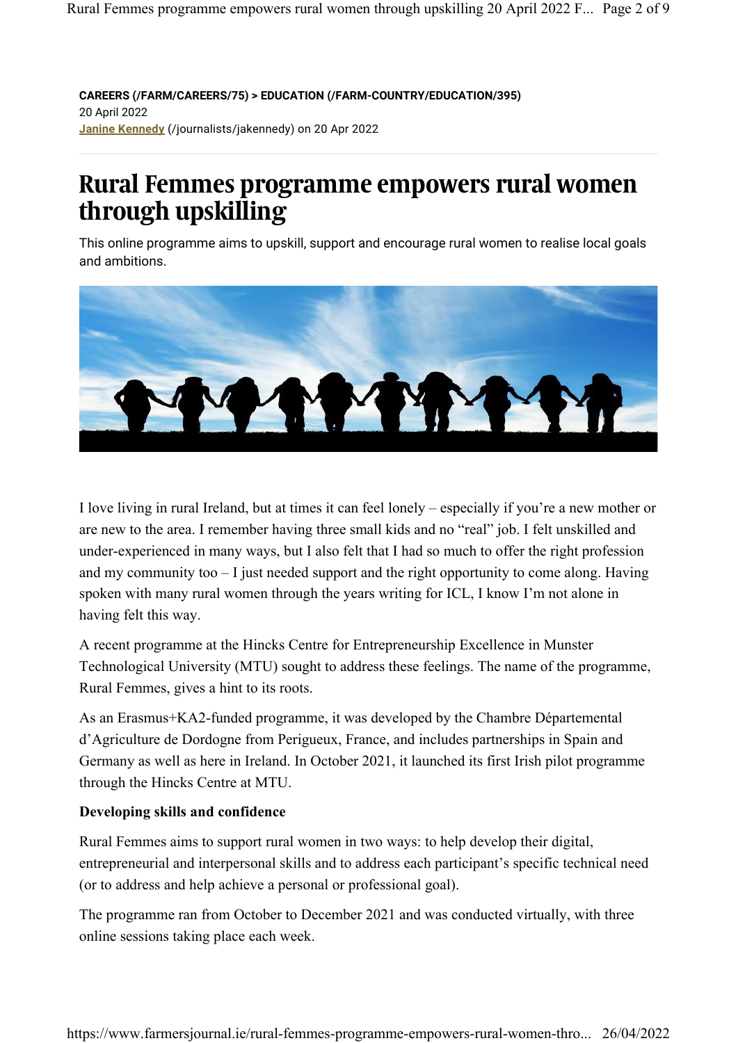**CAREERS (/FARM/CAREERS/75) > EDUCATION (/FARM-COUNTRY/EDUCATION/395)**
20 April 2022
Janine Kennedy (/journalists/jakennedy) on 20 Apr 2022

# Rural Femmes programme empowers rural women through upskilling

This online programme aims to upskill, support and encourage rural women to realise local goals and ambitions.

I love living in rural Ireland, but at times it can feel lonely – especially if you're a new mother or are new to the area. I remember having three small kids and no "real" job. I felt unskilled and under-experienced in many ways, but I also felt that I had so much to offer the right profession and my community too – I just needed support and the right opportunity to come along. Having spoken with many rural women through the years writing for ICL, I know I'm not alone in having felt this way.

A recent programme at the Hincks Centre for Entrepreneurship Excellence in Munster Technological University (MTU) sought to address these feelings. The name of the programme, Rural Femmes, gives a hint to its roots.

As an Erasmus+KA2-funded programme, it was developed by the Chambre Départemental d'Agriculture de Dordogne from Perigueux, France, and includes partnerships in Spain and Germany as well as here in Ireland. In October 2021, it launched its first Irish pilot programme through the Hincks Centre at MTU.

**Developing skills and confidence**

Rural Femmes aims to support rural women in two ways: to help develop their digital, entrepreneurial and interpersonal skills and to address each participant's specific technical need (or to address and help achieve a personal or professional goal).

The programme ran from October to December 2021 and was conducted virtually, with three online sessions taking place each week.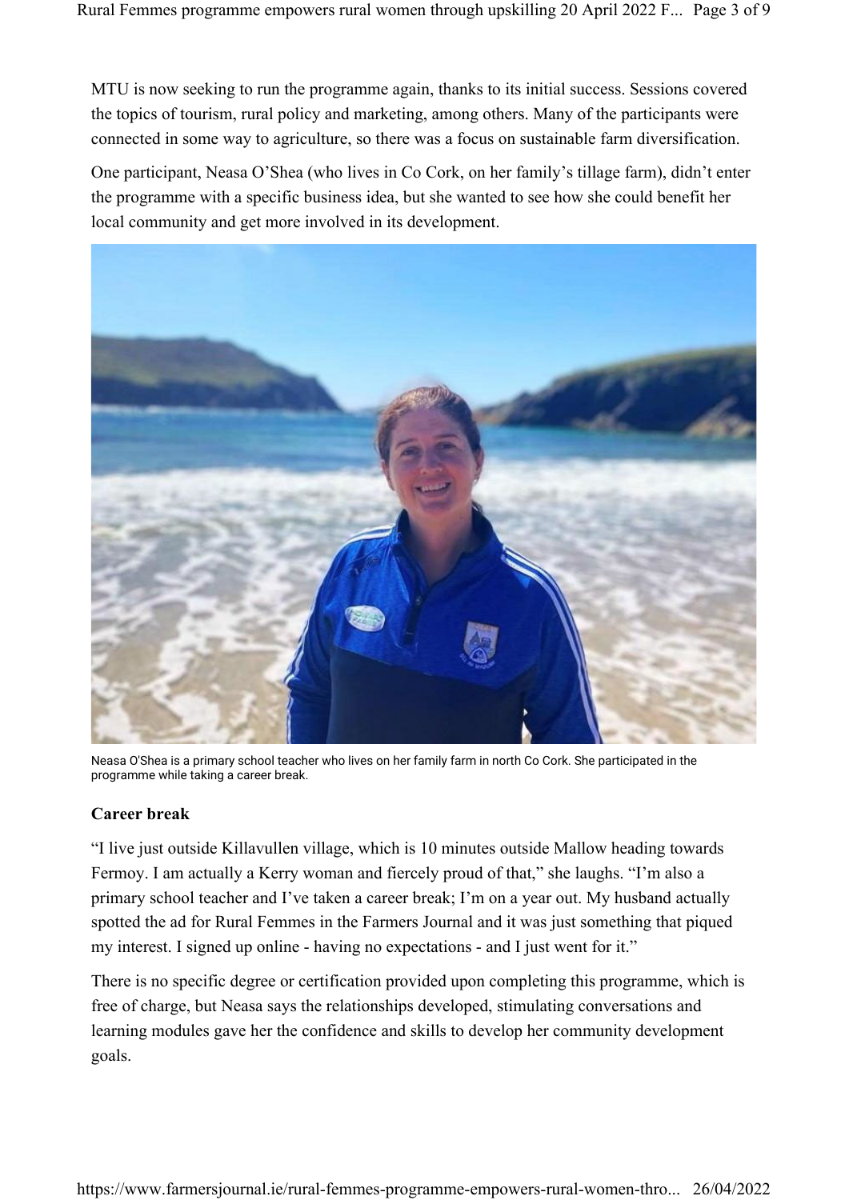MTU is now seeking to run the programme again, thanks to its initial success. Sessions covered the topics of tourism, rural policy and marketing, among others. Many of the participants were connected in some way to agriculture, so there was a focus on sustainable farm diversification.

One participant, Neasa O'Shea (who lives in Co Cork, on her family's tillage farm), didn't enter the programme with a specific business idea, but she wanted to see how she could benefit her local community and get more involved in its development.

Neasa O'Shea is a primary school teacher who lives on her family farm in north Co Cork. She participated in the programme while taking a career break.

**Career break**

"I live just outside Killavullen village, which is 10 minutes outside Mallow heading towards Fermoy. I am actually a Kerry woman and fiercely proud of that," she laughs. "I'm also a primary school teacher and I've taken a career break; I'm on a year out. My husband actually spotted the ad for Rural Femmes in the Farmers Journal and it was just something that piqued my interest. I signed up online - having no expectations - and I just went for it."

There is no specific degree or certification provided upon completing this programme, which is free of charge, but Neasa says the relationships developed, stimulating conversations and learning modules gave her the confidence and skills to develop her community development goals.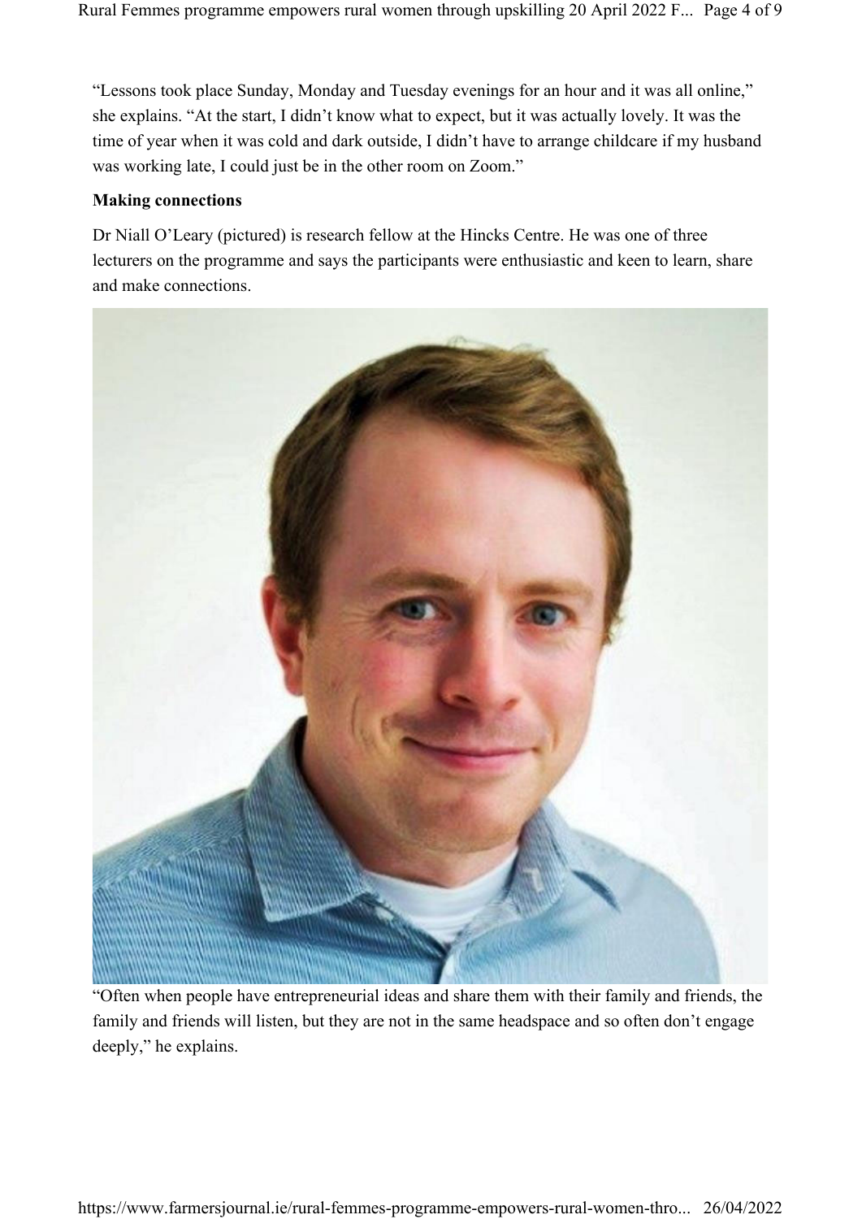"Lessons took place Sunday, Monday and Tuesday evenings for an hour and it was all online," she explains. "At the start, I didn't know what to expect, but it was actually lovely. It was the time of year when it was cold and dark outside, I didn't have to arrange childcare if my husband was working late, I could just be in the other room on Zoom."

**Making connections**

Dr Niall O'Leary (pictured) is research fellow at the Hincks Centre. He was one of three lecturers on the programme and says the participants were enthusiastic and keen to learn, share and make connections.

"Often when people have entrepreneurial ideas and share them with their family and friends, the family and friends will listen, but they are not in the same headspace and so often don't engage deeply," he explains.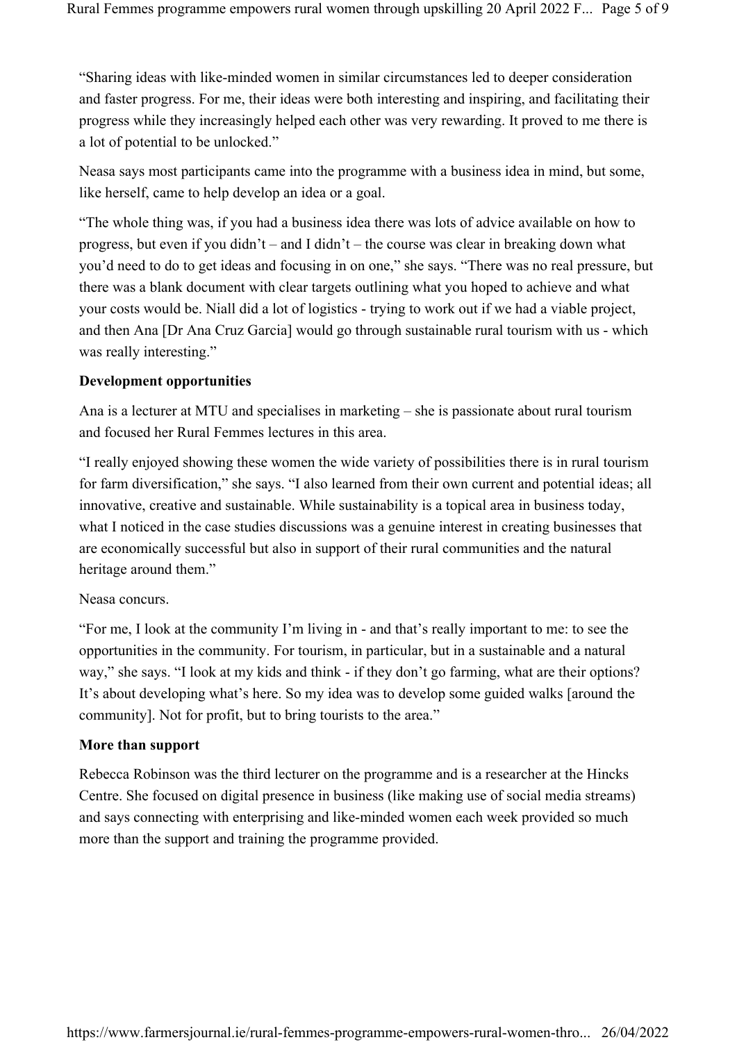"Sharing ideas with like-minded women in similar circumstances led to deeper consideration and faster progress. For me, their ideas were both interesting and inspiring, and facilitating their progress while they increasingly helped each other was very rewarding. It proved to me there is a lot of potential to be unlocked."

Neasa says most participants came into the programme with a business idea in mind, but some, like herself, came to help develop an idea or a goal.

"The whole thing was, if you had a business idea there was lots of advice available on how to progress, but even if you didn't – and I didn't – the course was clear in breaking down what you'd need to do to get ideas and focusing in on one," she says. "There was no real pressure, but there was a blank document with clear targets outlining what you hoped to achieve and what your costs would be. Niall did a lot of logistics - trying to work out if we had a viable project, and then Ana [Dr Ana Cruz Garcia] would go through sustainable rural tourism with us - which was really interesting."

**Development opportunities**

Ana is a lecturer at MTU and specialises in marketing – she is passionate about rural tourism and focused her Rural Femmes lectures in this area.

"I really enjoyed showing these women the wide variety of possibilities there is in rural tourism for farm diversification," she says. "I also learned from their own current and potential ideas; all innovative, creative and sustainable. While sustainability is a topical area in business today, what I noticed in the case studies discussions was a genuine interest in creating businesses that are economically successful but also in support of their rural communities and the natural heritage around them."

Neasa concurs.

"For me, I look at the community I'm living in - and that's really important to me: to see the opportunities in the community. For tourism, in particular, but in a sustainable and a natural way," she says. "I look at my kids and think - if they don't go farming, what are their options? It's about developing what's here. So my idea was to develop some guided walks [around the community]. Not for profit, but to bring tourists to the area."

**More than support**

Rebecca Robinson was the third lecturer on the programme and is a researcher at the Hincks Centre. She focused on digital presence in business (like making use of social media streams) and says connecting with enterprising and like-minded women each week provided so much more than the support and training the programme provided.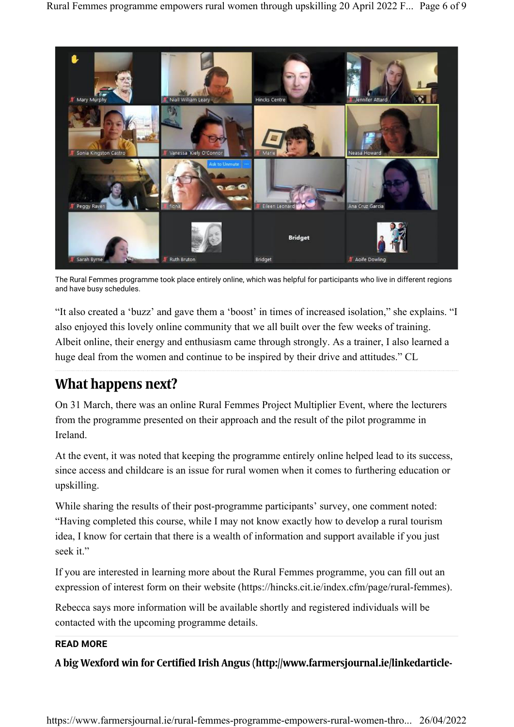The Rural Femmes programme took place entirely online, which was helpful for participants who live in different regions and have busy schedules.

"It also created a 'buzz' and gave them a 'boost' in times of increased isolation," she explains. "I also enjoyed this lovely online community that we all built over the few weeks of training. Albeit online, their energy and enthusiasm came through strongly. As a trainer, I also learned a huge deal from the women and continue to be inspired by their drive and attitudes." CL

## What happens next?

On 31 March, there was an online Rural Femmes Project Multiplier Event, where the lecturers from the programme presented on their approach and the result of the pilot programme in Ireland.

At the event, it was noted that keeping the programme entirely online helped lead to its success, since access and childcare is an issue for rural women when it comes to furthering education or upskilling.

While sharing the results of their post-programme participants' survey, one comment noted: "Having completed this course, while I may not know exactly how to develop a rural tourism idea, I know for certain that there is a wealth of information and support available if you just seek it."

If you are interested in learning more about the Rural Femmes programme, you can fill out an expression of interest form on their website (https://hincks.cit.ie/index.cfm/page/rural-femmes).

Rebecca says more information will be available shortly and registered individuals will be contacted with the upcoming programme details.

**READ MORE**

**A big Wexford win for Certified Irish Angus (http://www.farmersjournal.ie/linkedarticle-**